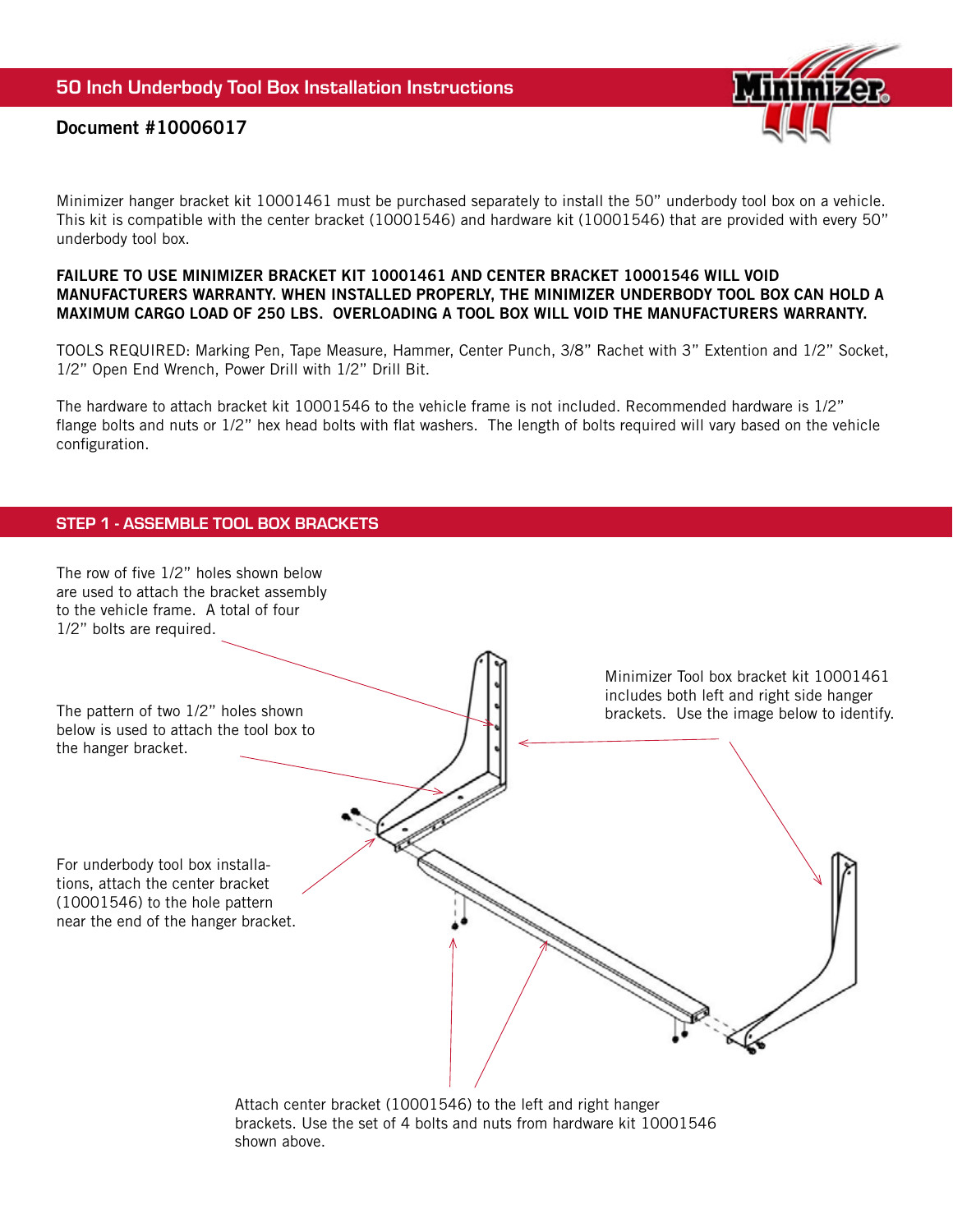# 50 Inch Underbody Tool Box Installation Instructions

**Document #10006017**

Minimizer hanger bracket kit 10001461 must be purchased separately to install the 50" underbody tool box on a vehicle. This kit is compatible with the center bracket (10001546) and hardware kit (10001546) that are provided with every 50" underbody tool box.

**FAILURE TO USE MINIMIZER BRACKET KIT 10001461 AND CENTER BRACKET 10001546 WILL VOID MANUFACTURERS WARRANTY. WHEN INSTALLED PROPERLY, THE MINIMIZER UNDERBODY TOOL BOX CAN HOLD A MAXIMUM CARGO LOAD OF 250 LBS. OVERLOADING A TOOL BOX WILL VOID THE MANUFACTURERS WARRANTY.**

TOOLS REQUIRED: Marking Pen, Tape Measure, Hammer, Center Punch, 3/8" Rachet with 3" Extention and 1/2" Socket, 1/2" Open End Wrench, Power Drill with 1/2" Drill Bit.

The hardware to attach bracket kit 10001546 to the vehicle frame is not included. Recommended hardware is 1/2" flange bolts and nuts or 1/2" hex head bolts with flat washers. The length of bolts required will vary based on the vehicle configuration.

## STEP 1 - ASSEMBLE TOOL BOX BRACKETS

The row of five 1/2" holes shown below are used to attach the bracket assembly to the vehicle frame. A total of four 1/2" bolts are required.

The pattern of two 1/2" holes shown below is used to attach the tool box to the hanger bracket.

For underbody tool box installations, attach the center bracket (10001546) to the hole pattern near the end of the hanger bracket.

Minimizer Tool box bracket kit 10001461 includes both left and right side hanger brackets. Use the image below to identify.

Attach center bracket (10001546) to the left and right hanger brackets. Use the set of 4 bolts and nuts from hardware kit 10001546 shown above.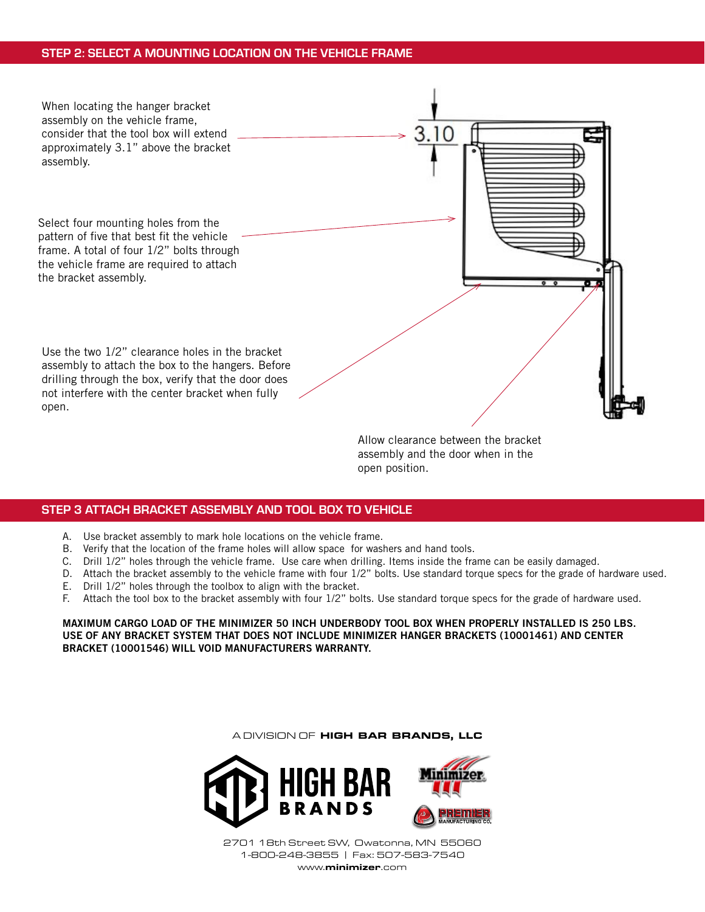## STEP 2: SELECT A MOUNTING LOCATION ON THE VEHICLE FRAME

When locating the hanger bracket assembly on the vehicle frame, consider that the tool box will extend approximately 3.1" above the bracket assembly.

3.10

Select four mounting holes from the pattern of five that best fit the vehicle frame. A total of four 1/2" bolts through the vehicle frame are required to attach the bracket assembly.

Use the two 1/2" clearance holes in the bracket assembly to attach the box to the hangers. Before drilling through the box, verify that the door does not interfere with the center bracket when fully open.

Allow clearance between the bracket assembly and the door when in the open position.

## STEP 3 ATTACH BRACKET ASSEMBLY AND TOOL BOX TO VEHICLE

A. Use bracket assembly to mark hole locations on the vehicle frame.
B. Verify that the location of the frame holes will allow space for washers and hand tools.
C. Drill 1/2" holes through the vehicle frame. Use care when drilling. Items inside the frame can be easily damaged.
D. Attach the bracket assembly to the vehicle frame with four 1/2" bolts. Use standard torque specs for the grade of hardware used.
E. Drill 1/2" holes through the toolbox to align with the bracket.
F. Attach the tool box to the bracket assembly with four 1/2" bolts. Use standard torque specs for the grade of hardware used.

**MAXIMUM CARGO LOAD OF THE MINIMIZER 50 INCH UNDERBODY TOOL BOX WHEN PROPERLY INSTALLED IS 250 LBS. USE OF ANY BRACKET SYSTEM THAT DOES NOT INCLUDE MINIMIZER HANGER BRACKETS (10001461) AND CENTER BRACKET (10001546) WILL VOID MANUFACTURERS WARRANTY.**

A DIVISION OF **HIGH BAR BRANDS, LLC**

HIGH BAR BRANDS

Minimizer

PREMIER MANUFACTURING CO.

2701 18th Street SW, Owatonna, MN 55060
1-800-248-3855 | Fax: 507-583-7540
www.**minimizer**.com